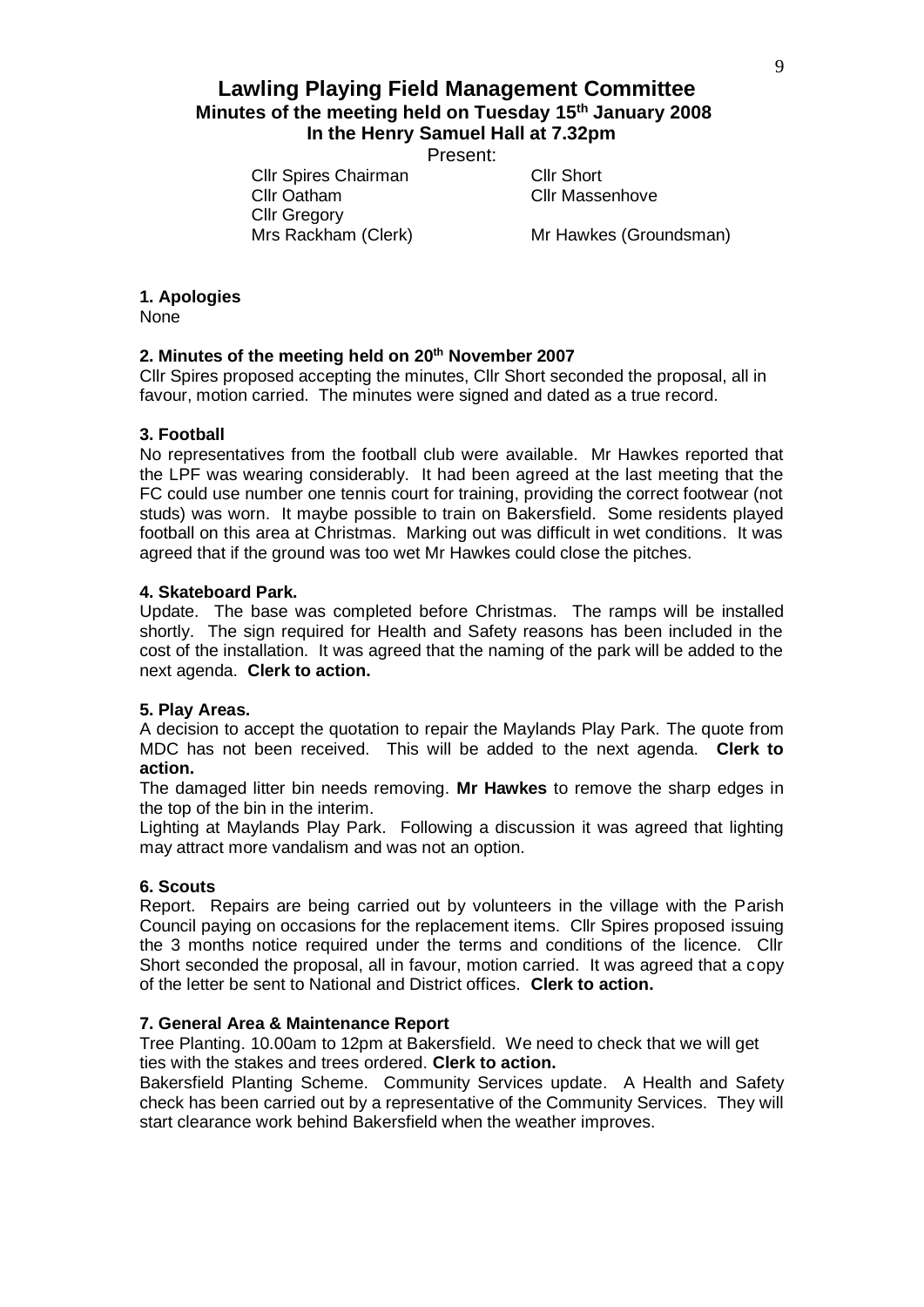# Lawling Playing Field Management Committee

## Minutes of the meeting held on Tuesday 15th January 2008

## In the Henry Samuel Hall at 7.32pm

Present:

| | |
|---|---|
| Cllr Spires Chairman | Cllr Short |
| Cllr Oatham | Cllr Massenhove |
| Cllr Gregory | |
| Mrs Rackham (Clerk) | Mr Hawkes (Groundsman) |

**1. Apologies**

None

**2. Minutes of the meeting held on 20th November 2007**

Cllr Spires proposed accepting the minutes, Cllr Short seconded the proposal, all in favour, motion carried. The minutes were signed and dated as a true record.

**3. Football**

No representatives from the football club were available. Mr Hawkes reported that the LPF was wearing considerably. It had been agreed at the last meeting that the FC could use number one tennis court for training, providing the correct footwear (not studs) was worn. It maybe possible to train on Bakersfield. Some residents played football on this area at Christmas. Marking out was difficult in wet conditions. It was agreed that if the ground was too wet Mr Hawkes could close the pitches.

**4. Skateboard Park.**

Update. The base was completed before Christmas. The ramps will be installed shortly. The sign required for Health and Safety reasons has been included in the cost of the installation. It was agreed that the naming of the park will be added to the next agenda. **Clerk to action.**

**5. Play Areas.**

A decision to accept the quotation to repair the Maylands Play Park. The quote from MDC has not been received. This will be added to the next agenda. **Clerk to action.**

The damaged litter bin needs removing. **Mr Hawkes** to remove the sharp edges in the top of the bin in the interim.

Lighting at Maylands Play Park. Following a discussion it was agreed that lighting may attract more vandalism and was not an option.

**6. Scouts**

Report. Repairs are being carried out by volunteers in the village with the Parish Council paying on occasions for the replacement items. Cllr Spires proposed issuing the 3 months notice required under the terms and conditions of the licence. Cllr Short seconded the proposal, all in favour, motion carried. It was agreed that a copy of the letter be sent to National and District offices. **Clerk to action.**

**7. General Area & Maintenance Report**

Tree Planting. 10.00am to 12pm at Bakersfield. We need to check that we will get ties with the stakes and trees ordered. **Clerk to action.**

Bakersfield Planting Scheme. Community Services update. A Health and Safety check has been carried out by a representative of the Community Services. They will start clearance work behind Bakersfield when the weather improves.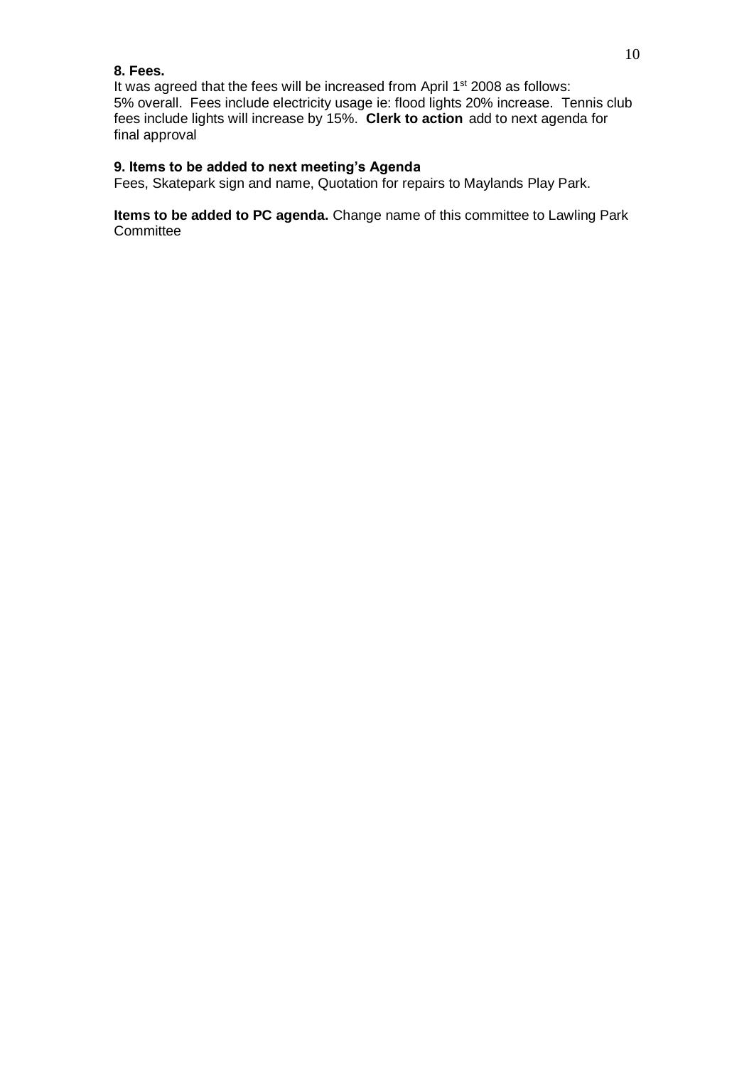**8. Fees.**

It was agreed that the fees will be increased from April 1st 2008 as follows:
5% overall. Fees include electricity usage ie: flood lights 20% increase. Tennis club fees include lights will increase by 15%. **Clerk to action** add to next agenda for final approval

**9. Items to be added to next meeting's Agenda**

Fees, Skatepark sign and name, Quotation for repairs to Maylands Play Park.

**Items to be added to PC agenda.** Change name of this committee to Lawling Park Committee